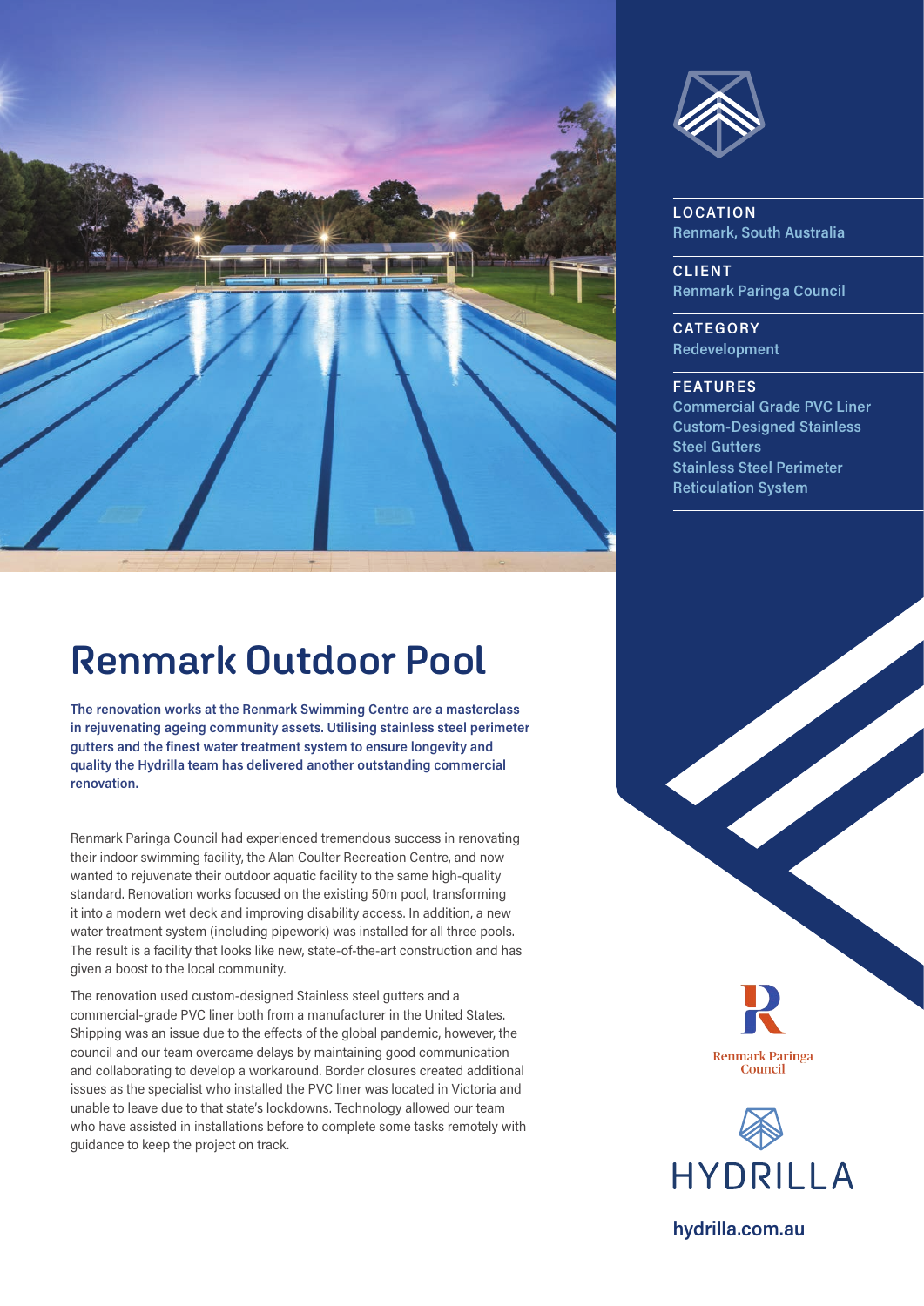# Renmark Outdoor Pool

**LOCATION**
Renmark, South Australia

**CLIENT**
Renmark Paringa Council

**CATEGORY**
Redevelopment

**FEATURES**
Commercial Grade PVC Liner
Custom-Designed Stainless Steel Gutters
Stainless Steel Perimeter
Reticulation System

**The renovation works at the Renmark Swimming Centre are a masterclass in rejuvenating ageing community assets. Utilising stainless steel perimeter gutters and the finest water treatment system to ensure longevity and quality the Hydrilla team has delivered another outstanding commercial renovation.**

Renmark Paringa Council had experienced tremendous success in renovating their indoor swimming facility, the Alan Coulter Recreation Centre, and now wanted to rejuvenate their outdoor aquatic facility to the same high-quality standard. Renovation works focused on the existing 50m pool, transforming it into a modern wet deck and improving disability access. In addition, a new water treatment system (including pipework) was installed for all three pools. The result is a facility that looks like new, state-of-the-art construction and has given a boost to the local community.

The renovation used custom-designed Stainless steel gutters and a commercial-grade PVC liner both from a manufacturer in the United States. Shipping was an issue due to the effects of the global pandemic, however, the council and our team overcame delays by maintaining good communication and collaborating to develop a workaround. Border closures created additional issues as the specialist who installed the PVC liner was located in Victoria and unable to leave due to that state's lockdowns. Technology allowed our team who have assisted in installations before to complete some tasks remotely with guidance to keep the project on track.

Renmark Paringa Council

HYDRILLA

hydrilla.com.au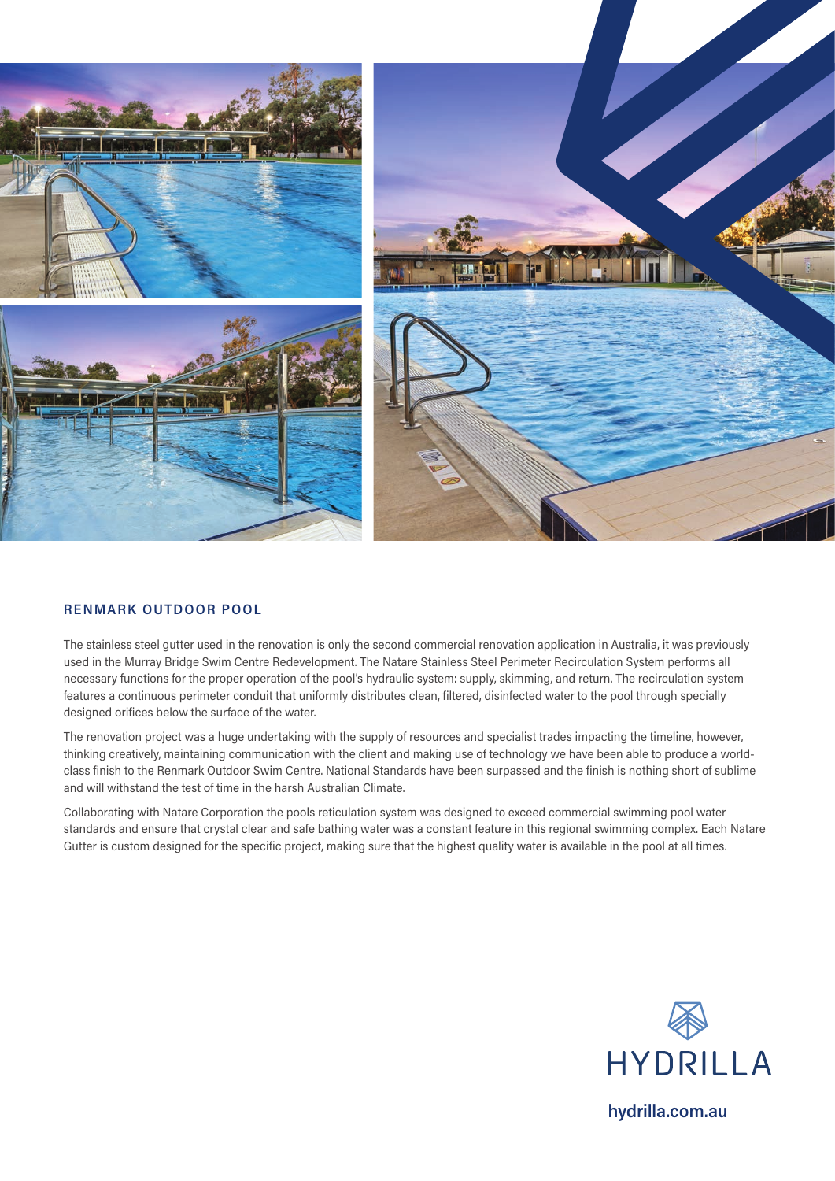## RENMARK OUTDOOR POOL

The stainless steel gutter used in the renovation is only the second commercial renovation application in Australia, it was previously used in the Murray Bridge Swim Centre Redevelopment. The Natare Stainless Steel Perimeter Recirculation System performs all necessary functions for the proper operation of the pool's hydraulic system: supply, skimming, and return. The recirculation system features a continuous perimeter conduit that uniformly distributes clean, filtered, disinfected water to the pool through specially designed orifices below the surface of the water.

The renovation project was a huge undertaking with the supply of resources and specialist trades impacting the timeline, however, thinking creatively, maintaining communication with the client and making use of technology we have been able to produce a world-class finish to the Renmark Outdoor Swim Centre. National Standards have been surpassed and the finish is nothing short of sublime and will withstand the test of time in the harsh Australian Climate.

Collaborating with Natare Corporation the pools reticulation system was designed to exceed commercial swimming pool water standards and ensure that crystal clear and safe bathing water was a constant feature in this regional swimming complex. Each Natare Gutter is custom designed for the specific project, making sure that the highest quality water is available in the pool at all times.

HYDRILLA

hydrilla.com.au